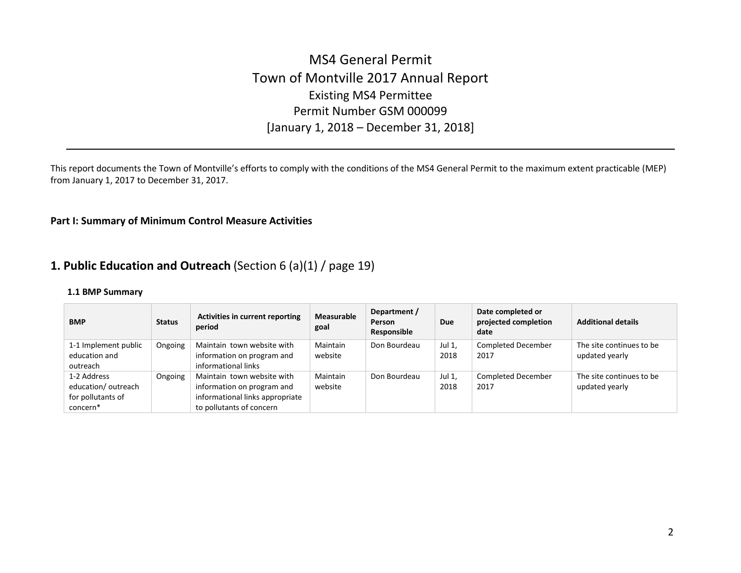# MS4 General Permit
# Town of Montville 2017 Annual Report
## Existing MS4 Permittee
## Permit Number GSM 000099
## [January 1, 2018 – December 31, 2018]

---

This report documents the Town of Montville's efforts to comply with the conditions of the MS4 General Permit to the maximum extent practicable (MEP) from January 1, 2017 to December 31, 2017.

**Part I: Summary of Minimum Control Measure Activities**

## 1. Public Education and Outreach (Section 6 (a)(1) / page 19)

### 1.1 BMP Summary

| BMP | Status | Activities in current reporting period | Measurable goal | Department / Person Responsible | Due | Date completed or projected completion date | Additional details |
|---|---|---|---|---|---|---|---|
| 1-1 Implement public education and outreach | Ongoing | Maintain town website with information on program and informational links | Maintain website | Don Bourdeau | Jul 1, 2018 | Completed December 2017 | The site continues to be updated yearly |
| 1-2 Address education/ outreach for pollutants of concern* | Ongoing | Maintain town website with information on program and informational links appropriate to pollutants of concern | Maintain website | Don Bourdeau | Jul 1, 2018 | Completed December 2017 | The site continues to be updated yearly |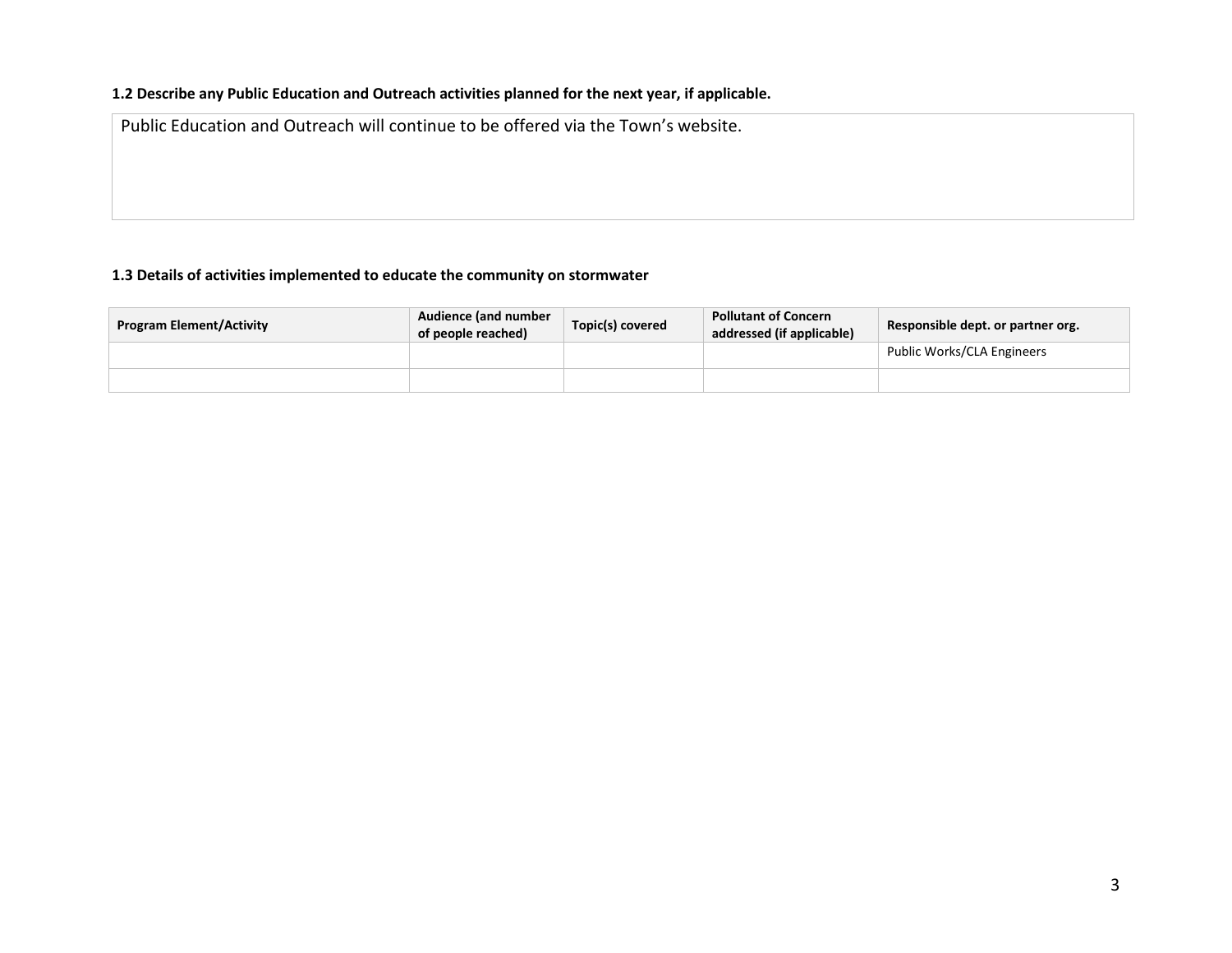**1.2 Describe any Public Education and Outreach activities planned for the next year, if applicable.**

Public Education and Outreach will continue to be offered via the Town's website.

**1.3 Details of activities implemented to educate the community on stormwater**

| Program Element/Activity | Audience (and number of people reached) | Topic(s) covered | Pollutant of Concern addressed (if applicable) | Responsible dept. or partner org. |
| --- | --- | --- | --- | --- |
| | | | | Public Works/CLA Engineers |
| | | | | |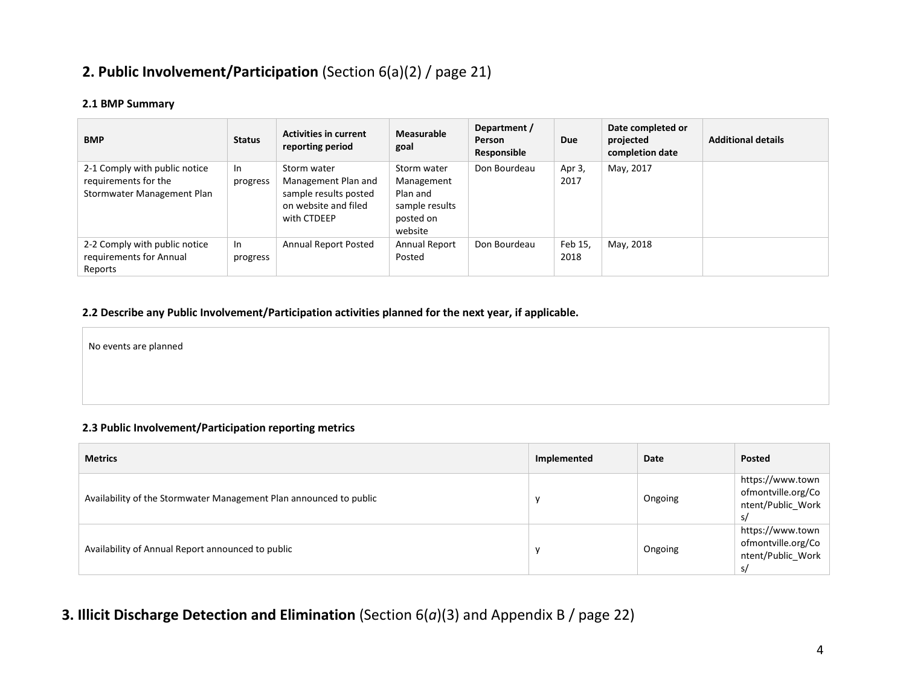## 2. Public Involvement/Participation (Section 6(a)(2) / page 21)

### 2.1 BMP Summary

| BMP | Status | Activities in current reporting period | Measurable goal | Department / Person Responsible | Due | Date completed or projected completion date | Additional details |
|---|---|---|---|---|---|---|---|
| 2-1 Comply with public notice requirements for the Stormwater Management Plan | In progress | Storm water Management Plan and sample results posted on website and filed with CTDEEP | Storm water Management Plan and sample results posted on website | Don Bourdeau | Apr 3, 2017 | May, 2017 | |
| 2-2 Comply with public notice requirements for Annual Reports | In progress | Annual Report Posted | Annual Report Posted | Don Bourdeau | Feb 15, 2018 | May, 2018 | |

### 2.2 Describe any Public Involvement/Participation activities planned for the next year, if applicable.

No events are planned

### 2.3 Public Involvement/Participation reporting metrics

| Metrics | Implemented | Date | Posted |
|---|---|---|---|
| Availability of the Stormwater Management Plan announced to public | y | Ongoing | https://www.townofmontville.org/Content/Public_Works/ |
| Availability of Annual Report announced to public | y | Ongoing | https://www.townofmontville.org/Content/Public_Works/ |

## 3. Illicit Discharge Detection and Elimination (Section 6(*a*)(3) and Appendix B / page 22)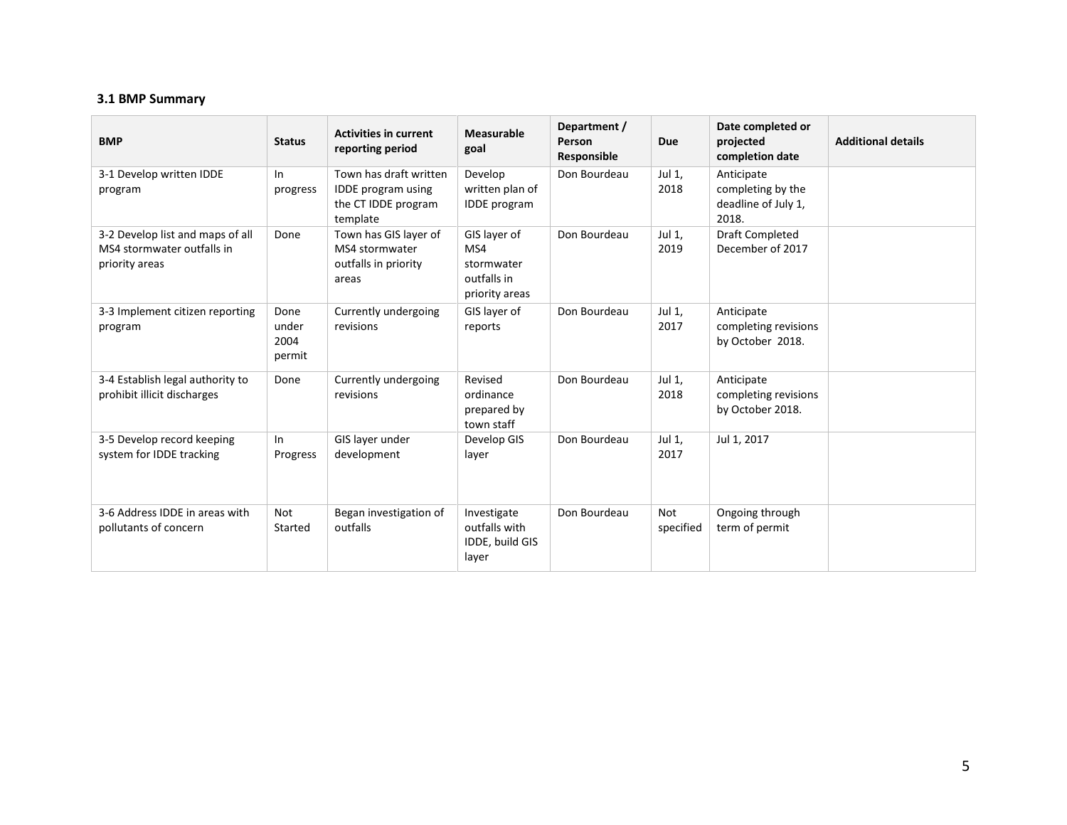### 3.1 BMP Summary

| BMP | Status | Activities in current reporting period | Measurable goal | Department / Person Responsible | Due | Date completed or projected completion date | Additional details |
|---|---|---|---|---|---|---|---|
| 3-1 Develop written IDDE program | In progress | Town has draft written IDDE program using the CT IDDE program template | Develop written plan of IDDE program | Don Bourdeau | Jul 1, 2018 | Anticipate completing by the deadline of July 1, 2018. | |
| 3-2 Develop list and maps of all MS4 stormwater outfalls in priority areas | Done | Town has GIS layer of MS4 stormwater outfalls in priority areas | GIS layer of MS4 stormwater outfalls in priority areas | Don Bourdeau | Jul 1, 2019 | Draft Completed December of 2017 | |
| 3-3 Implement citizen reporting program | Done under 2004 permit | Currently undergoing revisions | GIS layer of reports | Don Bourdeau | Jul 1, 2017 | Anticipate completing revisions by October 2018. | |
| 3-4 Establish legal authority to prohibit illicit discharges | Done | Currently undergoing revisions | Revised ordinance prepared by town staff | Don Bourdeau | Jul 1, 2018 | Anticipate completing revisions by October 2018. | |
| 3-5 Develop record keeping system for IDDE tracking | In Progress | GIS layer under development | Develop GIS layer | Don Bourdeau | Jul 1, 2017 | Jul 1, 2017 | |
| 3-6 Address IDDE in areas with pollutants of concern | Not Started | Began investigation of outfalls | Investigate outfalls with IDDE, build GIS layer | Don Bourdeau | Not specified | Ongoing through term of permit | |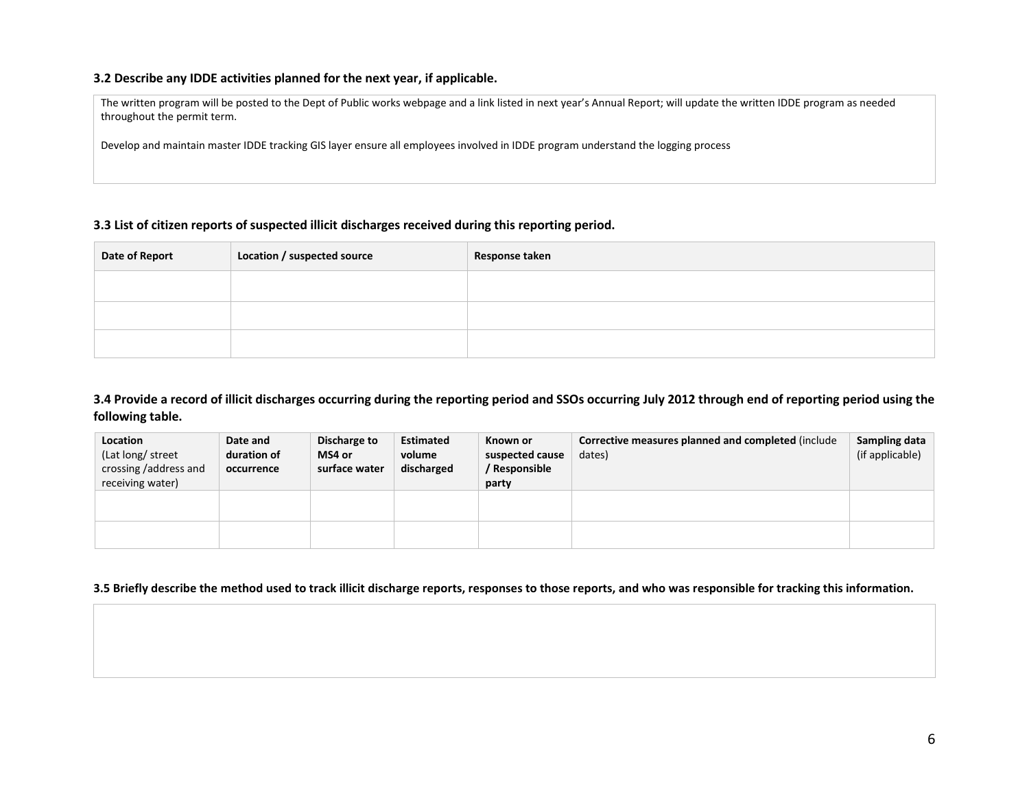### 3.2 Describe any IDDE activities planned for the next year, if applicable.

The written program will be posted to the Dept of Public works webpage and a link listed in next year's Annual Report; will update the written IDDE program as needed throughout the permit term.

Develop and maintain master IDDE tracking GIS layer ensure all employees involved in IDDE program understand the logging process

### 3.3 List of citizen reports of suspected illicit discharges received during this reporting period.

| Date of Report | Location / suspected source | Response taken |
|---|---|---|
| | | |
| | | |
| | | |

### 3.4 Provide a record of illicit discharges occurring during the reporting period and SSOs occurring July 2012 through end of reporting period using the following table.

| **Location** (Lat long/ street crossing /address and receiving water) | **Date and duration of occurrence** | **Discharge to MS4 or surface water** | **Estimated volume discharged** | **Known or suspected cause / Responsible party** | **Corrective measures planned and completed** (include dates) | **Sampling data** (if applicable) |
|---|---|---|---|---|---|---|
| | | | | | | |
| | | | | | | |

### 3.5 Briefly describe the method used to track illicit discharge reports, responses to those reports, and who was responsible for tracking this information.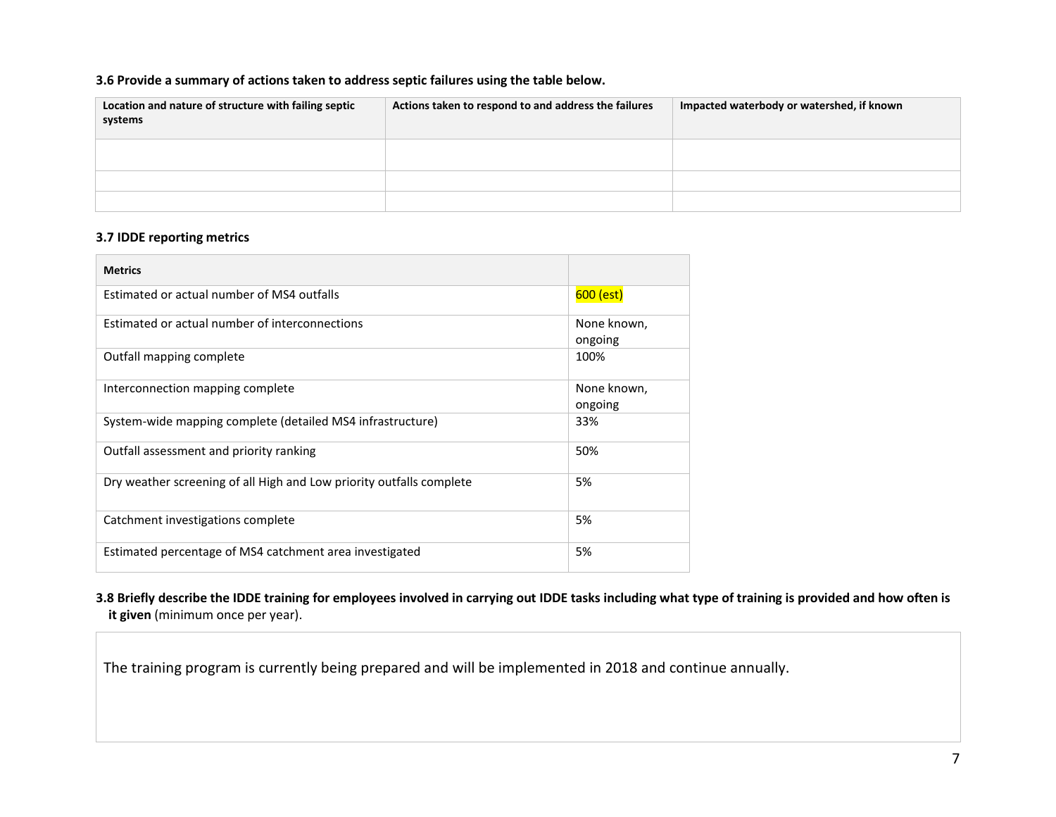**3.6 Provide a summary of actions taken to address septic failures using the table below.**

| Location and nature of structure with failing septic systems | Actions taken to respond to and address the failures | Impacted waterbody or watershed, if known |
|---|---|---|
| | | |
| | | |
| | | |

**3.7 IDDE reporting metrics**

| Metrics | |
|---|---|
| Estimated or actual number of MS4 outfalls | 600 (est) |
| Estimated or actual number of interconnections | None known, ongoing |
| Outfall mapping complete | 100% |
| Interconnection mapping complete | None known, ongoing |
| System-wide mapping complete (detailed MS4 infrastructure) | 33% |
| Outfall assessment and priority ranking | 50% |
| Dry weather screening of all High and Low priority outfalls complete | 5% |
| Catchment investigations complete | 5% |
| Estimated percentage of MS4 catchment area investigated | 5% |

**3.8 Briefly describe the IDDE training for employees involved in carrying out IDDE tasks including what type of training is provided and how often is it given** (minimum once per year).

The training program is currently being prepared and will be implemented in 2018 and continue annually.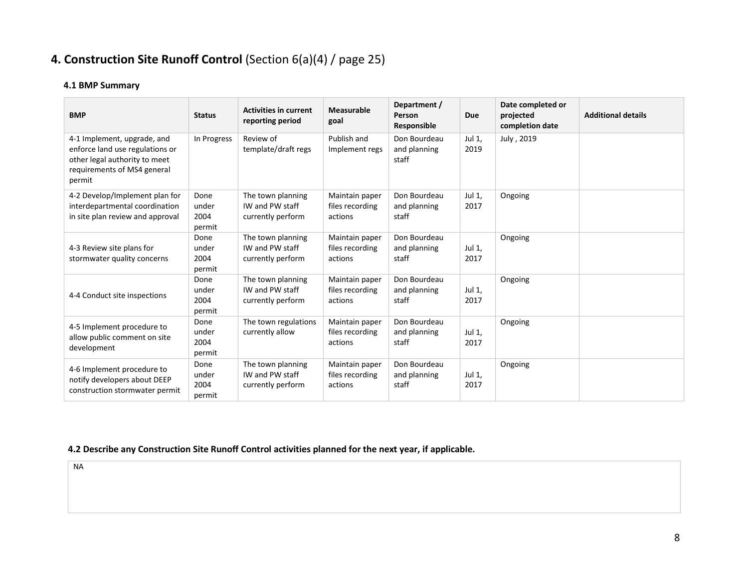## 4. Construction Site Runoff Control (Section 6(a)(4) / page 25)

### 4.1 BMP Summary

| BMP | Status | Activities in current reporting period | Measurable goal | Department / Person Responsible | Due | Date completed or projected completion date | Additional details |
|---|---|---|---|---|---|---|---|
| 4-1 Implement, upgrade, and enforce land use regulations or other legal authority to meet requirements of MS4 general permit | In Progress | Review of template/draft regs | Publish and Implement regs | Don Bourdeau and planning staff | Jul 1, 2019 | July , 2019 | |
| 4-2 Develop/Implement plan for interdepartmental coordination in site plan review and approval | Done under 2004 permit | The town planning IW and PW staff currently perform | Maintain paper files recording actions | Don Bourdeau and planning staff | Jul 1, 2017 | Ongoing | |
| 4-3 Review site plans for stormwater quality concerns | Done under 2004 permit | The town planning IW and PW staff currently perform | Maintain paper files recording actions | Don Bourdeau and planning staff | Jul 1, 2017 | Ongoing | |
| 4-4 Conduct site inspections | Done under 2004 permit | The town planning IW and PW staff currently perform | Maintain paper files recording actions | Don Bourdeau and planning staff | Jul 1, 2017 | Ongoing | |
| 4-5 Implement procedure to allow public comment on site development | Done under 2004 permit | The town regulations currently allow | Maintain paper files recording actions | Don Bourdeau and planning staff | Jul 1, 2017 | Ongoing | |
| 4-6 Implement procedure to notify developers about DEEP construction stormwater permit | Done under 2004 permit | The town planning IW and PW staff currently perform | Maintain paper files recording actions | Don Bourdeau and planning staff | Jul 1, 2017 | Ongoing | |

### 4.2 Describe any Construction Site Runoff Control activities planned for the next year, if applicable.

NA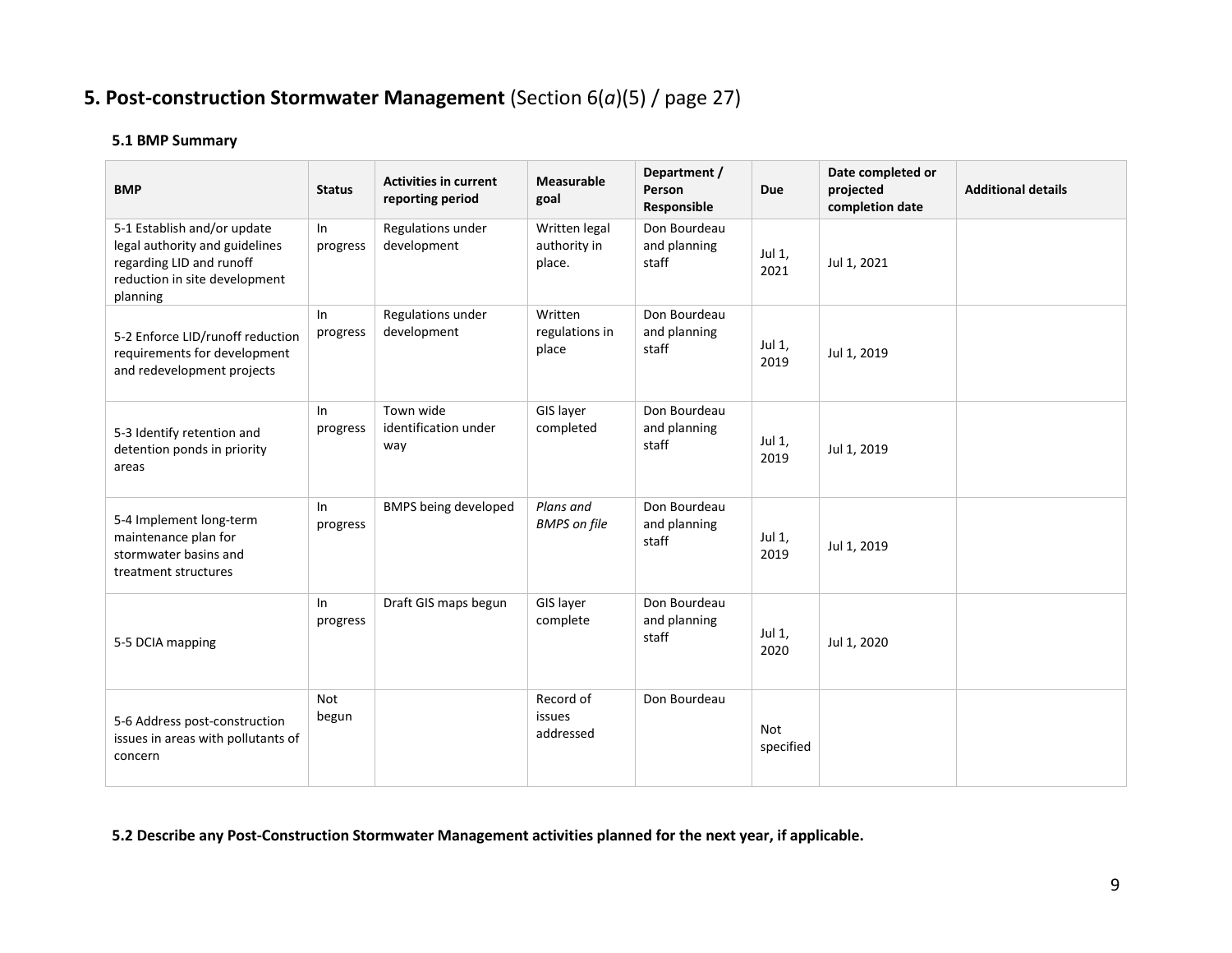## 5. Post-construction Stormwater Management (Section 6(*a*)(5) / page 27)

### 5.1 BMP Summary

| BMP | Status | Activities in current reporting period | Measurable goal | Department / Person Responsible | Due | Date completed or projected completion date | Additional details |
|---|---|---|---|---|---|---|---|
| 5-1 Establish and/or update legal authority and guidelines regarding LID and runoff reduction in site development planning | In progress | Regulations under development | Written legal authority in place. | Don Bourdeau and planning staff | Jul 1, 2021 | Jul 1, 2021 | |
| 5-2 Enforce LID/runoff reduction requirements for development and redevelopment projects | In progress | Regulations under development | Written regulations in place | Don Bourdeau and planning staff | Jul 1, 2019 | Jul 1, 2019 | |
| 5-3 Identify retention and detention ponds in priority areas | In progress | Town wide identification under way | GIS layer completed | Don Bourdeau and planning staff | Jul 1, 2019 | Jul 1, 2019 | |
| 5-4 Implement long-term maintenance plan for stormwater basins and treatment structures | In progress | BMPS being developed | *Plans and BMPS on file* | Don Bourdeau and planning staff | Jul 1, 2019 | Jul 1, 2019 | |
| 5-5 DCIA mapping | In progress | Draft GIS maps begun | GIS layer complete | Don Bourdeau and planning staff | Jul 1, 2020 | Jul 1, 2020 | |
| 5-6 Address post-construction issues in areas with pollutants of concern | Not begun | | Record of issues addressed | Don Bourdeau | Not specified | | |

**5.2 Describe any Post-Construction Stormwater Management activities planned for the next year, if applicable.**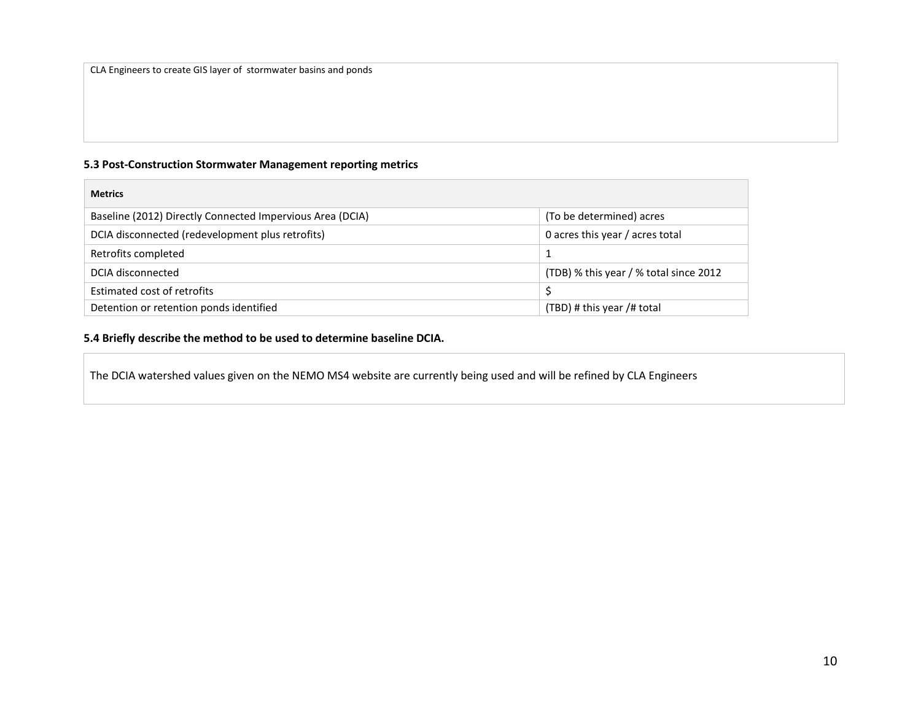CLA Engineers to create GIS layer of stormwater basins and ponds

### 5.3 Post-Construction Stormwater Management reporting metrics

| Metrics | |
|---|---|
| Baseline (2012) Directly Connected Impervious Area (DCIA) | (To be determined) acres |
| DCIA disconnected (redevelopment plus retrofits) | 0 acres this year / acres total |
| Retrofits completed | 1 |
| DCIA disconnected | (TDB) % this year / % total since 2012 |
| Estimated cost of retrofits | $ |
| Detention or retention ponds identified | (TBD) # this year /# total |

### 5.4 Briefly describe the method to be used to determine baseline DCIA.

The DCIA watershed values given on the NEMO MS4 website are currently being used and will be refined by CLA Engineers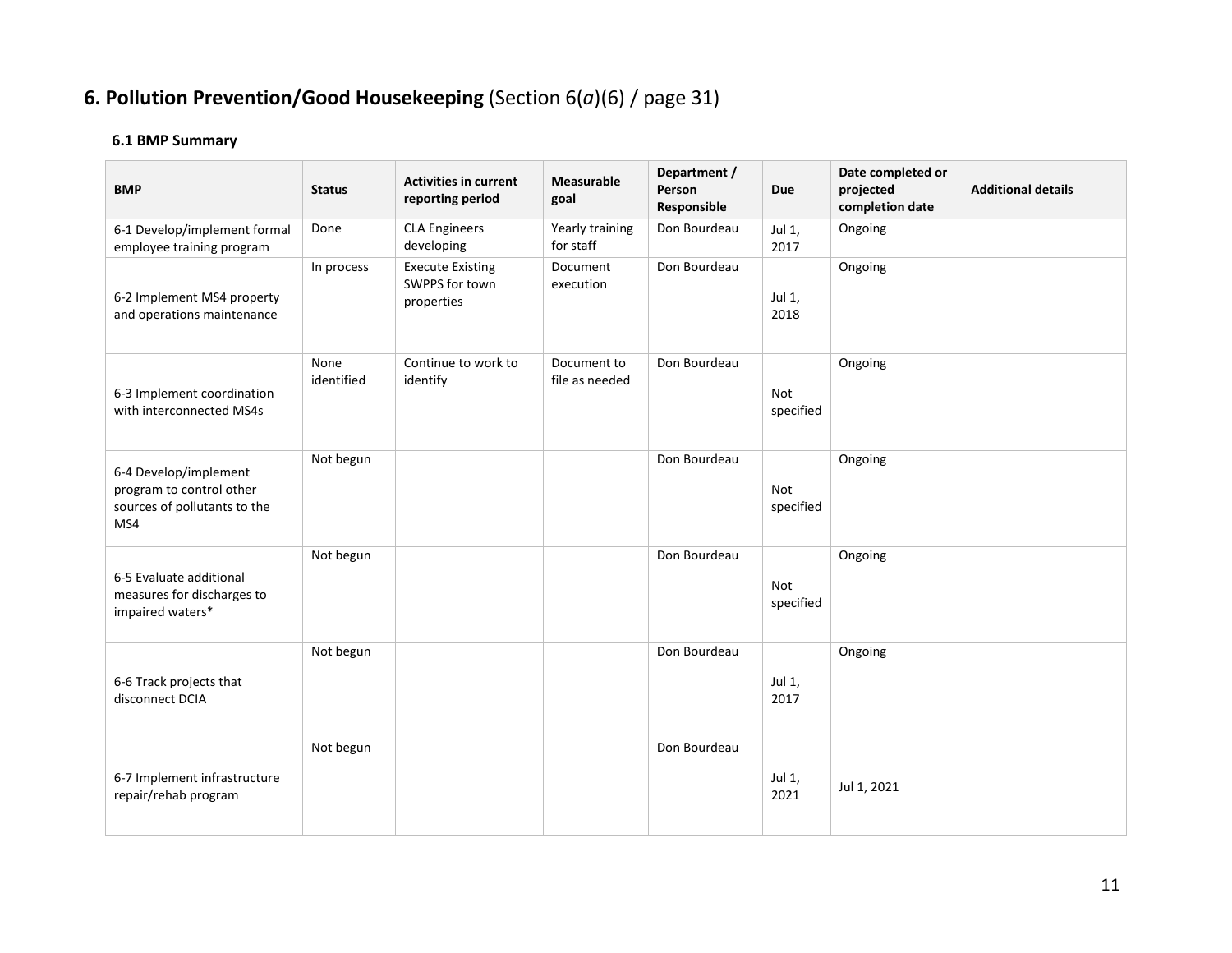# 6. Pollution Prevention/Good Housekeeping (Section 6(*a*)(6) / page 31)

### 6.1 BMP Summary

| BMP | Status | Activities in current reporting period | Measurable goal | Department / Person Responsible | Due | Date completed or projected completion date | Additional details |
|---|---|---|---|---|---|---|---|
| 6-1 Develop/implement formal employee training program | Done | CLA Engineers developing | Yearly training for staff | Don Bourdeau | Jul 1, 2017 | Ongoing | |
| 6-2 Implement MS4 property and operations maintenance | In process | Execute Existing SWPPS for town properties | Document execution | Don Bourdeau | Jul 1, 2018 | Ongoing | |
| 6-3 Implement coordination with interconnected MS4s | None identified | Continue to work to identify | Document to file as needed | Don Bourdeau | Not specified | Ongoing | |
| 6-4 Develop/implement program to control other sources of pollutants to the MS4 | Not begun | | | Don Bourdeau | Not specified | Ongoing | |
| 6-5 Evaluate additional measures for discharges to impaired waters* | Not begun | | | Don Bourdeau | Not specified | Ongoing | |
| 6-6 Track projects that disconnect DCIA | Not begun | | | Don Bourdeau | Jul 1, 2017 | Ongoing | |
| 6-7 Implement infrastructure repair/rehab program | Not begun | | | Don Bourdeau | Jul 1, 2021 | Jul 1, 2021 | |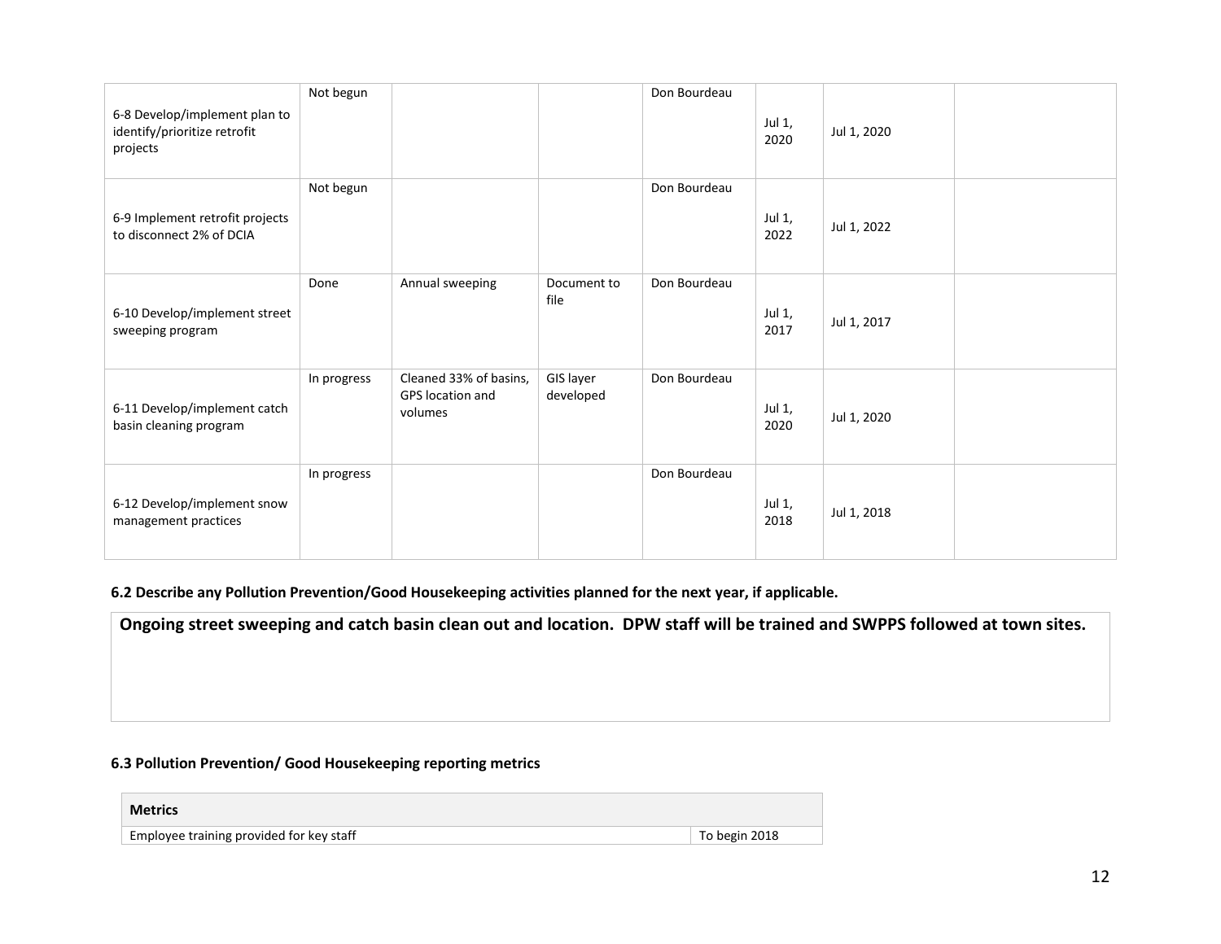| | | | | | | | |
|---|---|---|---|---|---|---|---|
| 6-8 Develop/implement plan to identify/prioritize retrofit projects | Not begun | | | Don Bourdeau | Jul 1, 2020 | Jul 1, 2020 | |
| 6-9 Implement retrofit projects to disconnect 2% of DCIA | Not begun | | | Don Bourdeau | Jul 1, 2022 | Jul 1, 2022 | |
| 6-10 Develop/implement street sweeping program | Done | Annual sweeping | Document to file | Don Bourdeau | Jul 1, 2017 | Jul 1, 2017 | |
| 6-11 Develop/implement catch basin cleaning program | In progress | Cleaned 33% of basins, GPS location and volumes | GIS layer developed | Don Bourdeau | Jul 1, 2020 | Jul 1, 2020 | |
| 6-12 Develop/implement snow management practices | In progress | | | Don Bourdeau | Jul 1, 2018 | Jul 1, 2018 | |

**6.2 Describe any Pollution Prevention/Good Housekeeping activities planned for the next year, if applicable.**

**Ongoing street sweeping and catch basin clean out and location. DPW staff will be trained and SWPPS followed at town sites.**

**6.3 Pollution Prevention/ Good Housekeeping reporting metrics**

| **Metrics** | |
|---|---|
| Employee training provided for key staff | To begin 2018 |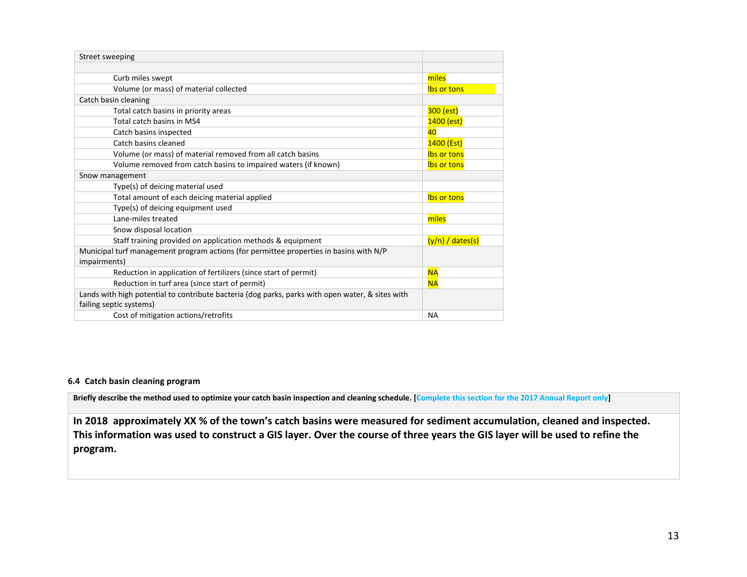| | |
|---|---|
| Street sweeping | |
| | |
| Curb miles swept | miles |
| Volume (or mass) of material collected | lbs or tons |
| Catch basin cleaning | |
| Total catch basins in priority areas | 300 (est) |
| Total catch basins in MS4 | 1400 (est) |
| Catch basins inspected | 40 |
| Catch basins cleaned | 1400 (Est) |
| Volume (or mass) of material removed from all catch basins | lbs or tons |
| Volume removed from catch basins to impaired waters (if known) | lbs or tons |
| Snow management | |
| Type(s) of deicing material used | |
| Total amount of each deicing material applied | lbs or tons |
| Type(s) of deicing equipment used | |
| Lane-miles treated | miles |
| Snow disposal location | |
| Staff training provided on application methods & equipment | (y/n) / dates(s) |
| Municipal turf management program actions (for permittee properties in basins with N/P impairments) | |
| Reduction in application of fertilizers (since start of permit) | NA |
| Reduction in turf area (since start of permit) | NA |
| Lands with high potential to contribute bacteria (dog parks, parks with open water, & sites with failing septic systems) | |
| Cost of mitigation actions/retrofits | NA |

### 6.4 Catch basin cleaning program

**Briefly describe the method used to optimize your catch basin inspection and cleaning schedule. [Complete this section for the 2017 Annual Report only]**

**In 2018 approximately XX % of the town's catch basins were measured for sediment accumulation, cleaned and inspected. This information was used to construct a GIS layer. Over the course of three years the GIS layer will be used to refine the program.**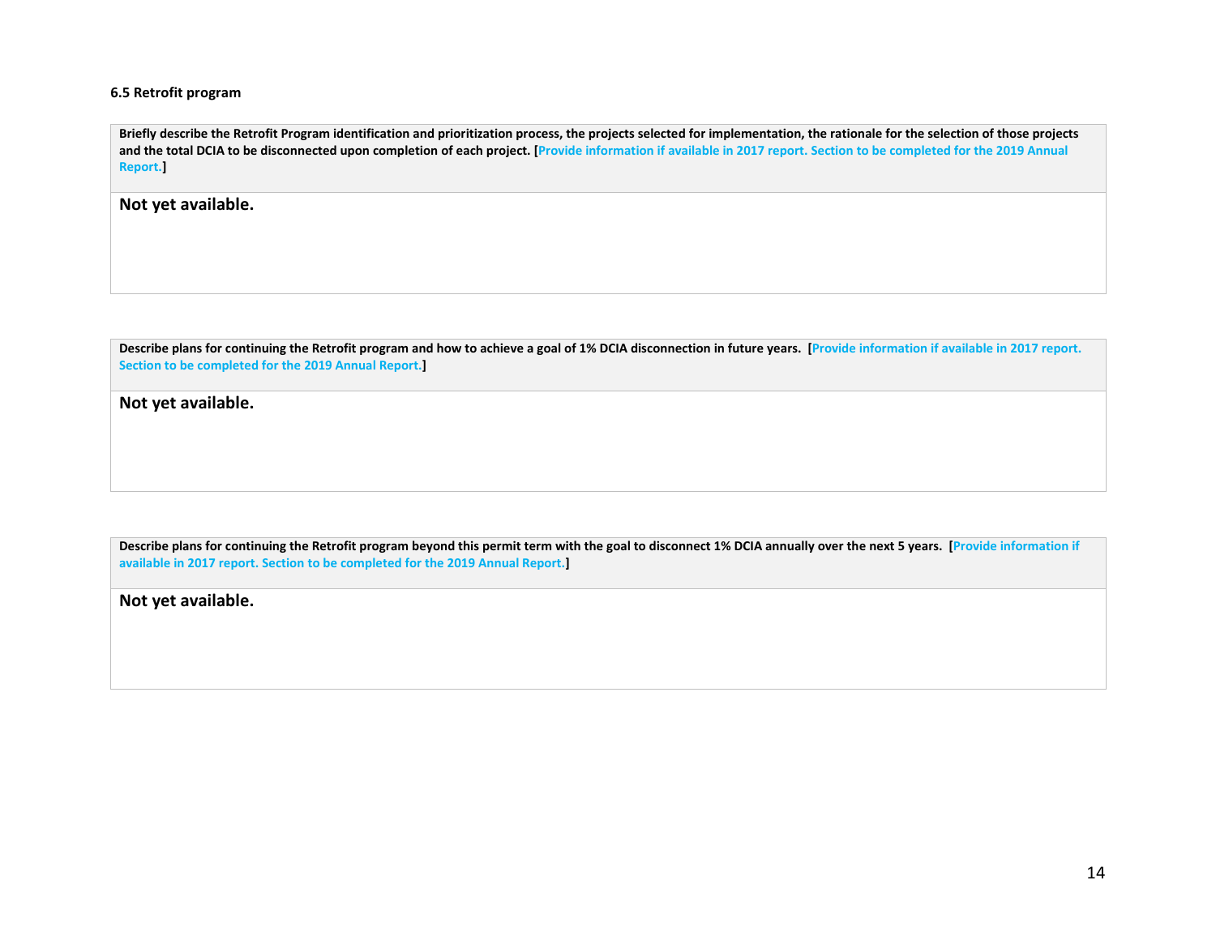### 6.5 Retrofit program

| |
|---|
| **Briefly describe the Retrofit Program identification and prioritization process, the projects selected for implementation, the rationale for the selection of those projects and the total DCIA to be disconnected upon completion of each project. [Provide information if available in 2017 report. Section to be completed for the 2019 Annual Report.]** |
| **Not yet available.** |

| |
|---|
| **Describe plans for continuing the Retrofit program and how to achieve a goal of 1% DCIA disconnection in future years. [Provide information if available in 2017 report. Section to be completed for the 2019 Annual Report.]** |
| **Not yet available.** |

| |
|---|
| **Describe plans for continuing the Retrofit program beyond this permit term with the goal to disconnect 1% DCIA annually over the next 5 years. [Provide information if available in 2017 report. Section to be completed for the 2019 Annual Report.]** |
| **Not yet available.** |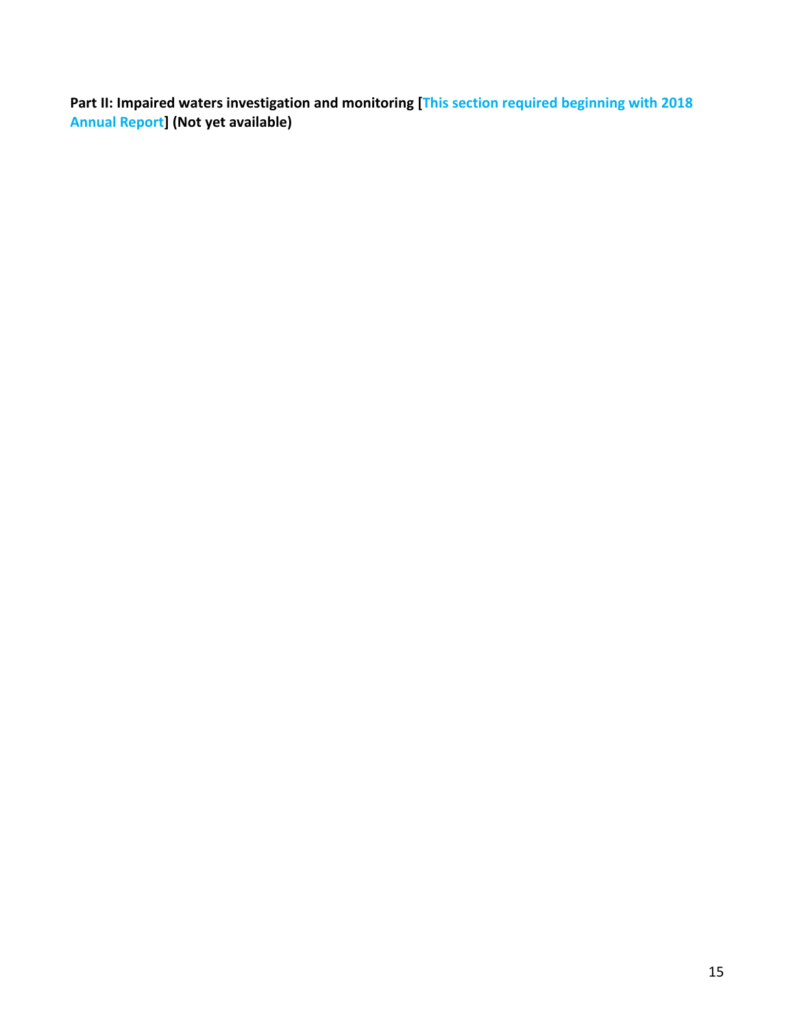**Part II: Impaired waters investigation and monitoring [This section required beginning with 2018 Annual Report] (Not yet available)**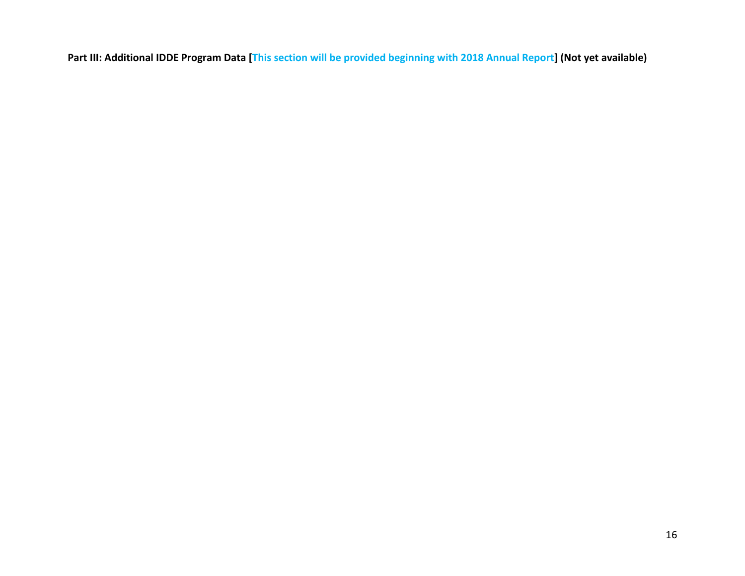**Part III: Additional IDDE Program Data [This section will be provided beginning with 2018 Annual Report] (Not yet available)**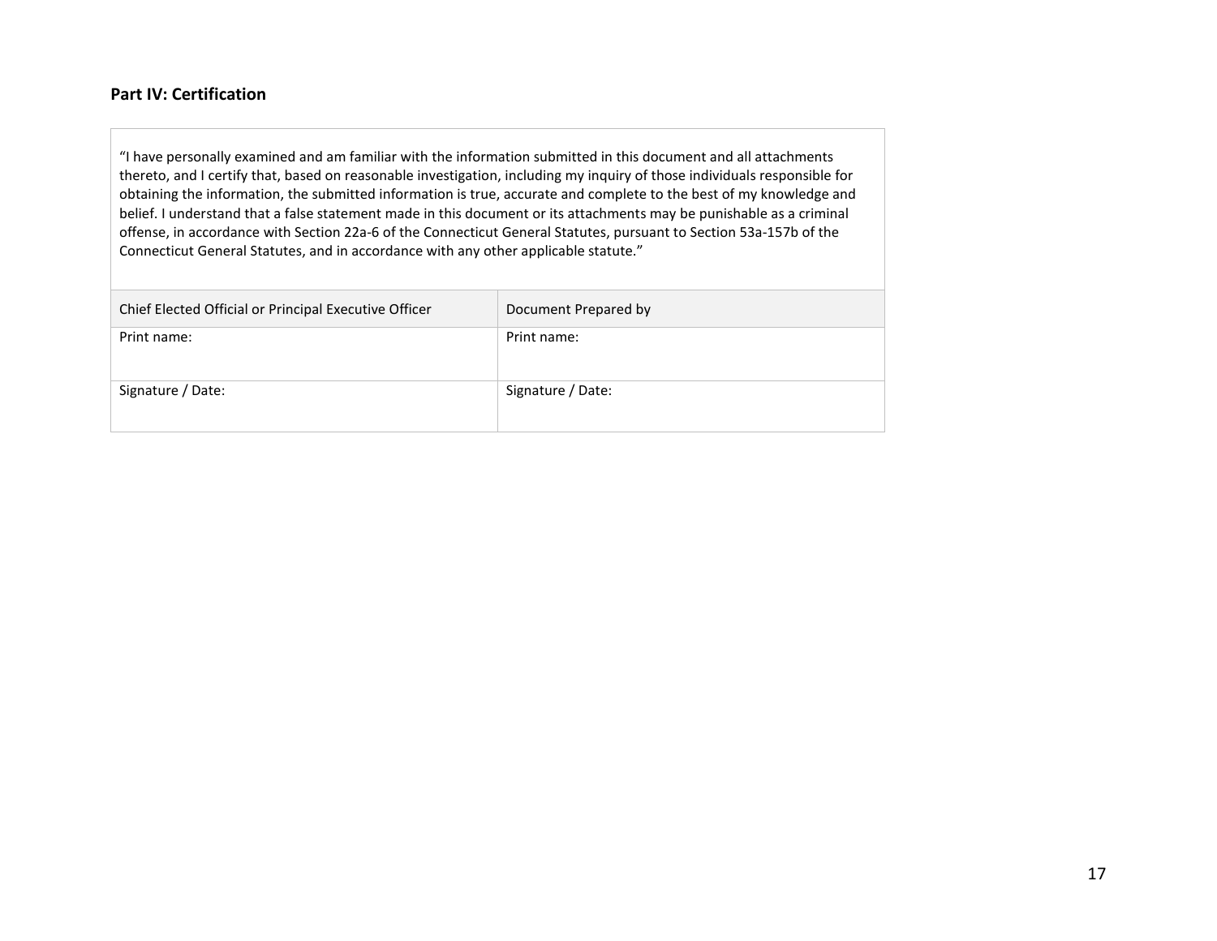## Part IV: Certification

"I have personally examined and am familiar with the information submitted in this document and all attachments thereto, and I certify that, based on reasonable investigation, including my inquiry of those individuals responsible for obtaining the information, the submitted information is true, accurate and complete to the best of my knowledge and belief. I understand that a false statement made in this document or its attachments may be punishable as a criminal offense, in accordance with Section 22a-6 of the Connecticut General Statutes, pursuant to Section 53a-157b of the Connecticut General Statutes, and in accordance with any other applicable statute."

| Chief Elected Official or Principal Executive Officer | Document Prepared by |
|---|---|
| Print name: | Print name: |
| Signature / Date: | Signature / Date: |